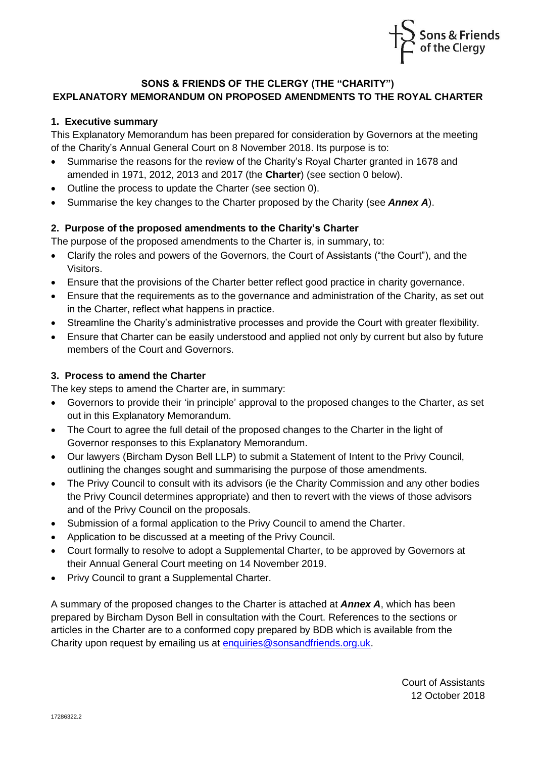## SONS & FRIENDS OF THE CLERGY (THE "CHARITY")
## EXPLANATORY MEMORANDUM ON PROPOSED AMENDMENTS TO THE ROYAL CHARTER

### 1. Executive summary

This Explanatory Memorandum has been prepared for consideration by Governors at the meeting of the Charity's Annual General Court on 8 November 2018. Its purpose is to:

- Summarise the reasons for the review of the Charity's Royal Charter granted in 1678 and amended in 1971, 2012, 2013 and 2017 (the **Charter**) (see section 0 below).
- Outline the process to update the Charter (see section 0).
- Summarise the key changes to the Charter proposed by the Charity (see ***Annex A***).

### 2. Purpose of the proposed amendments to the Charity's Charter

The purpose of the proposed amendments to the Charter is, in summary, to:

- Clarify the roles and powers of the Governors, the Court of Assistants ("the Court"), and the Visitors.
- Ensure that the provisions of the Charter better reflect good practice in charity governance.
- Ensure that the requirements as to the governance and administration of the Charity, as set out in the Charter, reflect what happens in practice.
- Streamline the Charity's administrative processes and provide the Court with greater flexibility.
- Ensure that Charter can be easily understood and applied not only by current but also by future members of the Court and Governors.

### 3. Process to amend the Charter

The key steps to amend the Charter are, in summary:

- Governors to provide their 'in principle' approval to the proposed changes to the Charter, as set out in this Explanatory Memorandum.
- The Court to agree the full detail of the proposed changes to the Charter in the light of Governor responses to this Explanatory Memorandum.
- Our lawyers (Bircham Dyson Bell LLP) to submit a Statement of Intent to the Privy Council, outlining the changes sought and summarising the purpose of those amendments.
- The Privy Council to consult with its advisors (ie the Charity Commission and any other bodies the Privy Council determines appropriate) and then to revert with the views of those advisors and of the Privy Council on the proposals.
- Submission of a formal application to the Privy Council to amend the Charter.
- Application to be discussed at a meeting of the Privy Council.
- Court formally to resolve to adopt a Supplemental Charter, to be approved by Governors at their Annual General Court meeting on 14 November 2019.
- Privy Council to grant a Supplemental Charter.

A summary of the proposed changes to the Charter is attached at ***Annex A***, which has been prepared by Bircham Dyson Bell in consultation with the Court. References to the sections or articles in the Charter are to a conformed copy prepared by BDB which is available from the Charity upon request by emailing us at enquiries@sonsandfriends.org.uk.

Court of Assistants
12 October 2018

17286322.2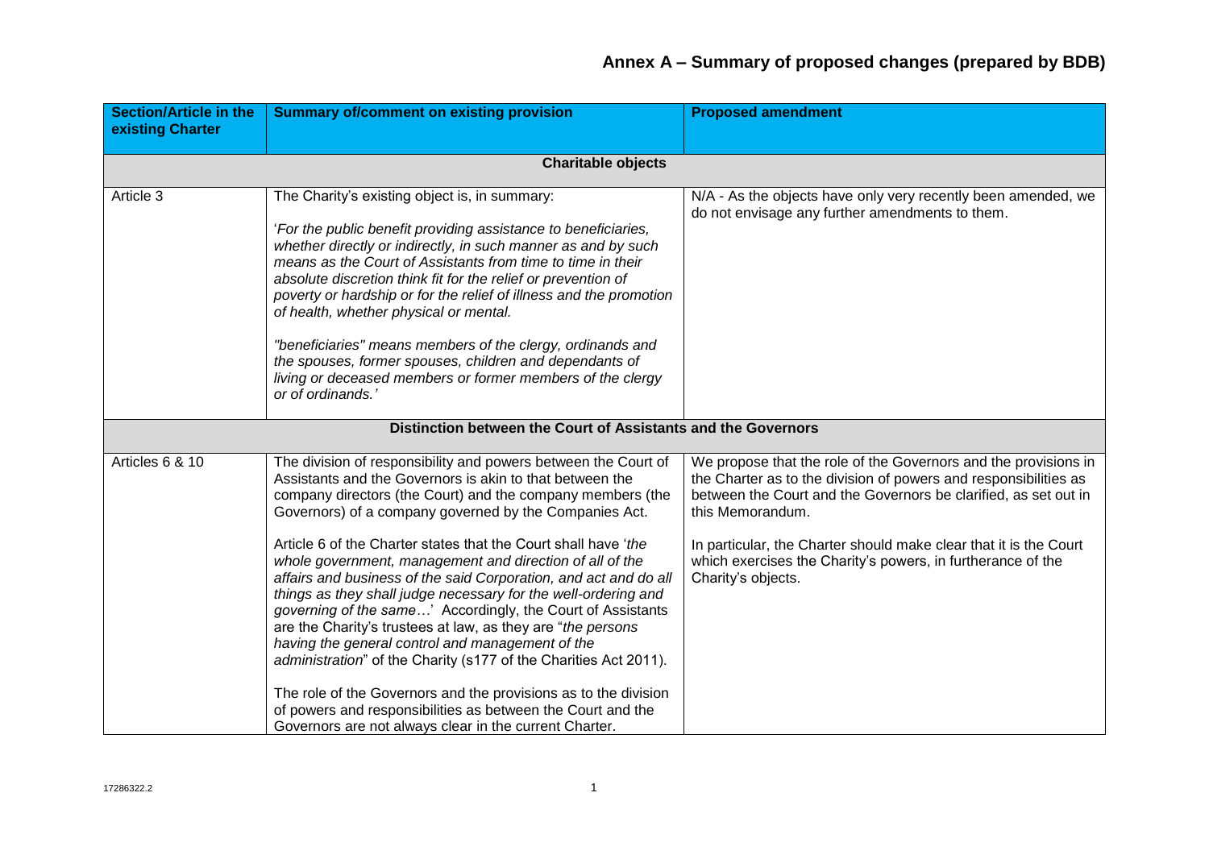# Annex A – Summary of proposed changes (prepared by BDB)

| Section/Article in the existing Charter | Summary of/comment on existing provision | Proposed amendment |
|---|---|---|
| | **Charitable objects** | |
| Article 3 | The Charity's existing object is, in summary:<br><br>'*For the public benefit providing assistance to beneficiaries, whether directly or indirectly, in such manner as and by such means as the Court of Assistants from time to time in their absolute discretion think fit for the relief or prevention of poverty or hardship or for the relief of illness and the promotion of health, whether physical or mental.*<br><br>*"beneficiaries" means members of the clergy, ordinands and the spouses, former spouses, children and dependants of living or deceased members or former members of the clergy or of ordinands.'* | N/A - As the objects have only very recently been amended, we do not envisage any further amendments to them. |
| | **Distinction between the Court of Assistants and the Governors** | |
| Articles 6 & 10 | The division of responsibility and powers between the Court of Assistants and the Governors is akin to that between the company directors (the Court) and the company members (the Governors) of a company governed by the Companies Act.<br><br>Article 6 of the Charter states that the Court shall have '*the whole government, management and direction of all of the affairs and business of the said Corporation, and act and do all things as they shall judge necessary for the well-ordering and governing of the same…*' Accordingly, the Court of Assistants are the Charity's trustees at law, as they are "*the persons having the general control and management of the administration*" of the Charity (s177 of the Charities Act 2011).<br><br>The role of the Governors and the provisions as to the division of powers and responsibilities as between the Court and the Governors are not always clear in the current Charter. | We propose that the role of the Governors and the provisions in the Charter as to the division of powers and responsibilities as between the Court and the Governors be clarified, as set out in this Memorandum.<br><br>In particular, the Charter should make clear that it is the Court which exercises the Charity's powers, in furtherance of the Charity's objects. |

17286322.2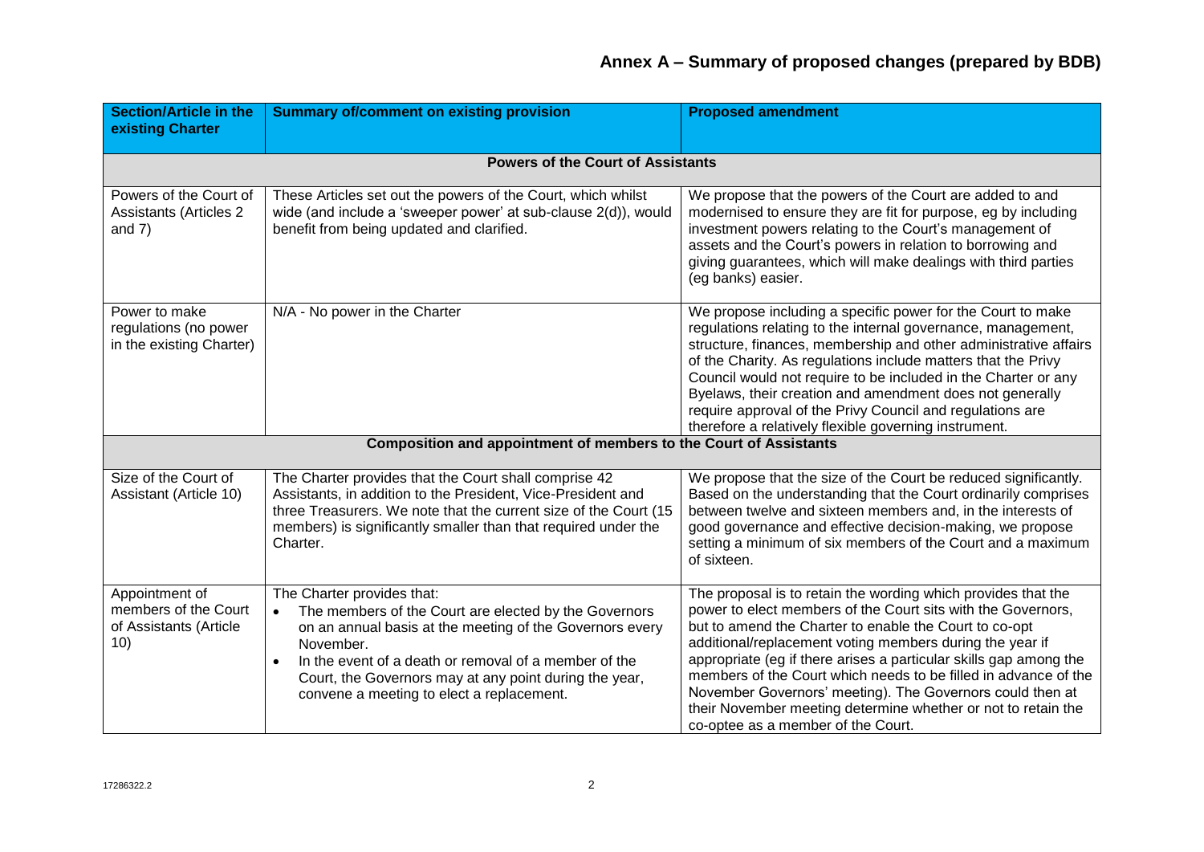# Annex A – Summary of proposed changes (prepared by BDB)

| Section/Article in the existing Charter | Summary of/comment on existing provision | Proposed amendment |
|---|---|---|
| **Powers of the Court of Assistants** | | |
| Powers of the Court of Assistants (Articles 2 and 7) | These Articles set out the powers of the Court, which whilst wide (and include a 'sweeper power' at sub-clause 2(d)), would benefit from being updated and clarified. | We propose that the powers of the Court are added to and modernised to ensure they are fit for purpose, eg by including investment powers relating to the Court's management of assets and the Court's powers in relation to borrowing and giving guarantees, which will make dealings with third parties (eg banks) easier. |
| Power to make regulations (no power in the existing Charter) | N/A - No power in the Charter | We propose including a specific power for the Court to make regulations relating to the internal governance, management, structure, finances, membership and other administrative affairs of the Charity. As regulations include matters that the Privy Council would not require to be included in the Charter or any Byelaws, their creation and amendment does not generally require approval of the Privy Council and regulations are therefore a relatively flexible governing instrument. |
| **Composition and appointment of members to the Court of Assistants** | | |
| Size of the Court of Assistant (Article 10) | The Charter provides that the Court shall comprise 42 Assistants, in addition to the President, Vice-President and three Treasurers. We note that the current size of the Court (15 members) is significantly smaller than that required under the Charter. | We propose that the size of the Court be reduced significantly. Based on the understanding that the Court ordinarily comprises between twelve and sixteen members and, in the interests of good governance and effective decision-making, we propose setting a minimum of six members of the Court and a maximum of sixteen. |
| Appointment of members of the Court of Assistants (Article 10) | The Charter provides that:<br>• The members of the Court are elected by the Governors on an annual basis at the meeting of the Governors every November.<br>• In the event of a death or removal of a member of the Court, the Governors may at any point during the year, convene a meeting to elect a replacement. | The proposal is to retain the wording which provides that the power to elect members of the Court sits with the Governors, but to amend the Charter to enable the Court to co-opt additional/replacement voting members during the year if appropriate (eg if there arises a particular skills gap among the members of the Court which needs to be filled in advance of the November Governors' meeting). The Governors could then at their November meeting determine whether or not to retain the co-optee as a member of the Court. |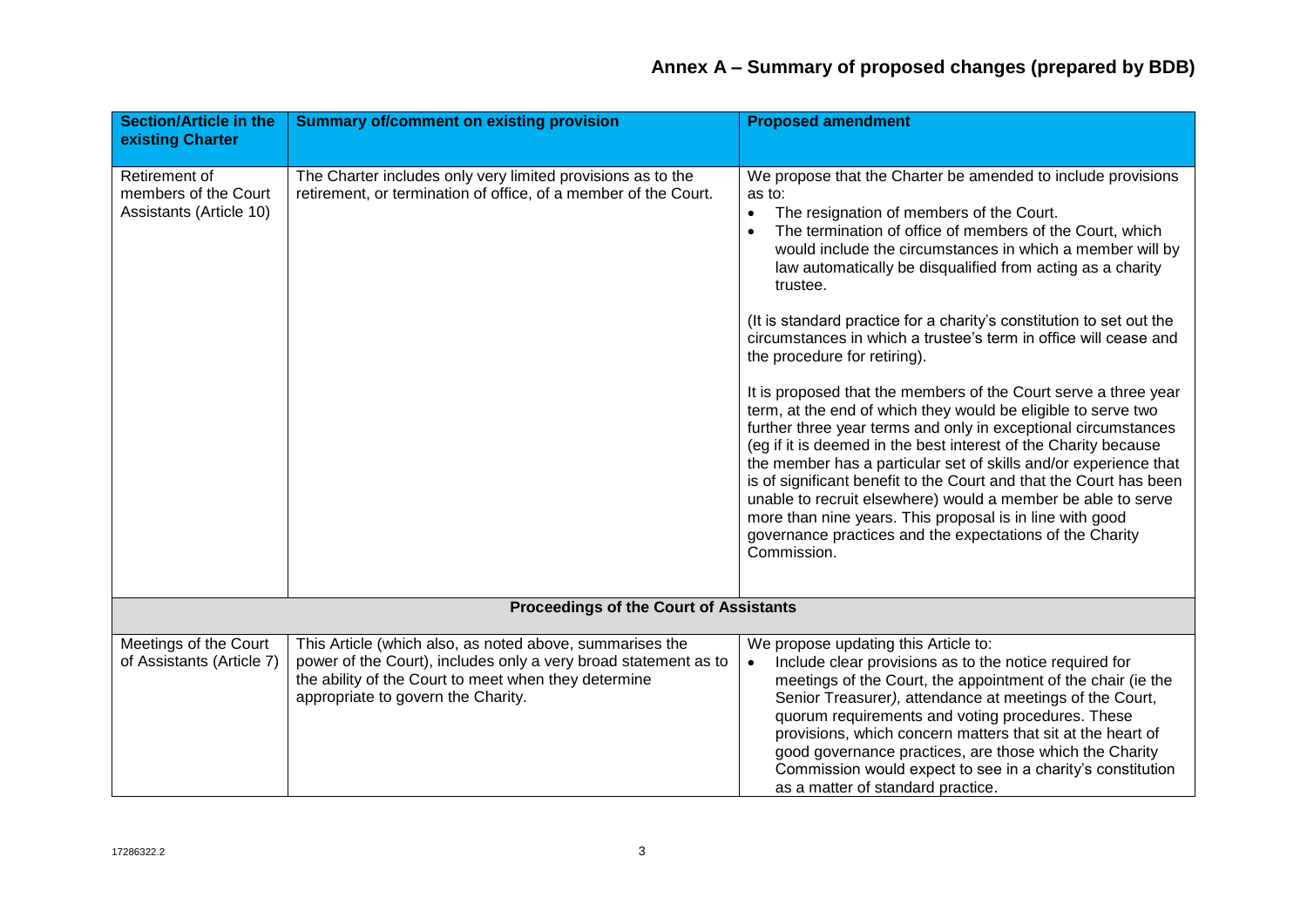## Annex A – Summary of proposed changes (prepared by BDB)

| Section/Article in the existing Charter | Summary of/comment on existing provision | Proposed amendment |
|---|---|---|
| Retirement of members of the Court Assistants (Article 10) | The Charter includes only very limited provisions as to the retirement, or termination of office, of a member of the Court. | We propose that the Charter be amended to include provisions as to:<br>• The resignation of members of the Court.<br>• The termination of office of members of the Court, which would include the circumstances in which a member will by law automatically be disqualified from acting as a charity trustee.<br><br>(It is standard practice for a charity's constitution to set out the circumstances in which a trustee's term in office will cease and the procedure for retiring).<br><br>It is proposed that the members of the Court serve a three year term, at the end of which they would be eligible to serve two further three year terms and only in exceptional circumstances (eg if it is deemed in the best interest of the Charity because the member has a particular set of skills and/or experience that is of significant benefit to the Court and that the Court has been unable to recruit elsewhere) would a member be able to serve more than nine years. This proposal is in line with good governance practices and the expectations of the Charity Commission. |
| **Proceedings of the Court of Assistants** | | |
| Meetings of the Court of Assistants (Article 7) | This Article (which also, as noted above, summarises the power of the Court), includes only a very broad statement as to the ability of the Court to meet when they determine appropriate to govern the Charity. | We propose updating this Article to:<br>• Include clear provisions as to the notice required for meetings of the Court, the appointment of the chair (ie the Senior Treasurer), attendance at meetings of the Court, quorum requirements and voting procedures. These provisions, which concern matters that sit at the heart of good governance practices, are those which the Charity Commission would expect to see in a charity's constitution as a matter of standard practice. |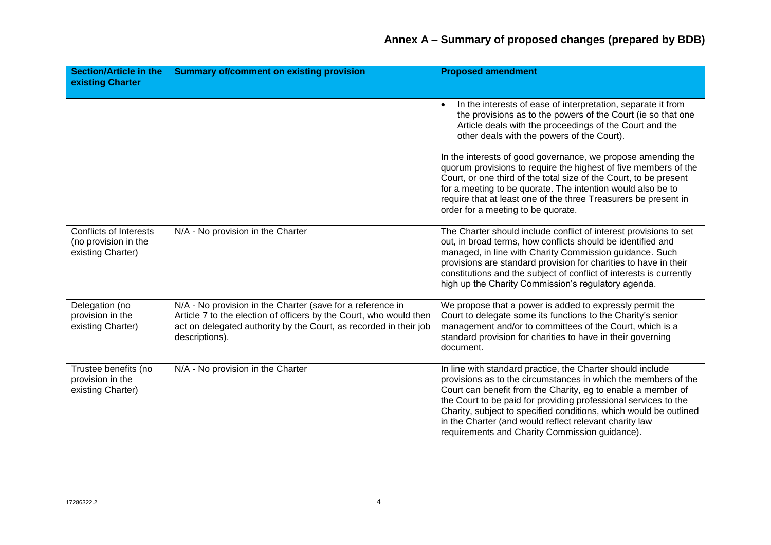# Annex A – Summary of proposed changes (prepared by BDB)

| Section/Article in the existing Charter | Summary of/comment on existing provision | Proposed amendment |
|---|---|---|
| | | • In the interests of ease of interpretation, separate it from the provisions as to the powers of the Court (ie so that one Article deals with the proceedings of the Court and the other deals with the powers of the Court).<br><br>In the interests of good governance, we propose amending the quorum provisions to require the highest of five members of the Court, or one third of the total size of the Court, to be present for a meeting to be quorate. The intention would also be to require that at least one of the three Treasurers be present in order for a meeting to be quorate. |
| Conflicts of Interests (no provision in the existing Charter) | N/A - No provision in the Charter | The Charter should include conflict of interest provisions to set out, in broad terms, how conflicts should be identified and managed, in line with Charity Commission guidance. Such provisions are standard provision for charities to have in their constitutions and the subject of conflict of interests is currently high up the Charity Commission's regulatory agenda. |
| Delegation (no provision in the existing Charter) | N/A - No provision in the Charter (save for a reference in Article 7 to the election of officers by the Court, who would then act on delegated authority by the Court, as recorded in their job descriptions). | We propose that a power is added to expressly permit the Court to delegate some its functions to the Charity's senior management and/or to committees of the Court, which is a standard provision for charities to have in their governing document. |
| Trustee benefits (no provision in the existing Charter) | N/A - No provision in the Charter | In line with standard practice, the Charter should include provisions as to the circumstances in which the members of the Court can benefit from the Charity, eg to enable a member of the Court to be paid for providing professional services to the Charity, subject to specified conditions, which would be outlined in the Charter (and would reflect relevant charity law requirements and Charity Commission guidance). |

17286322.2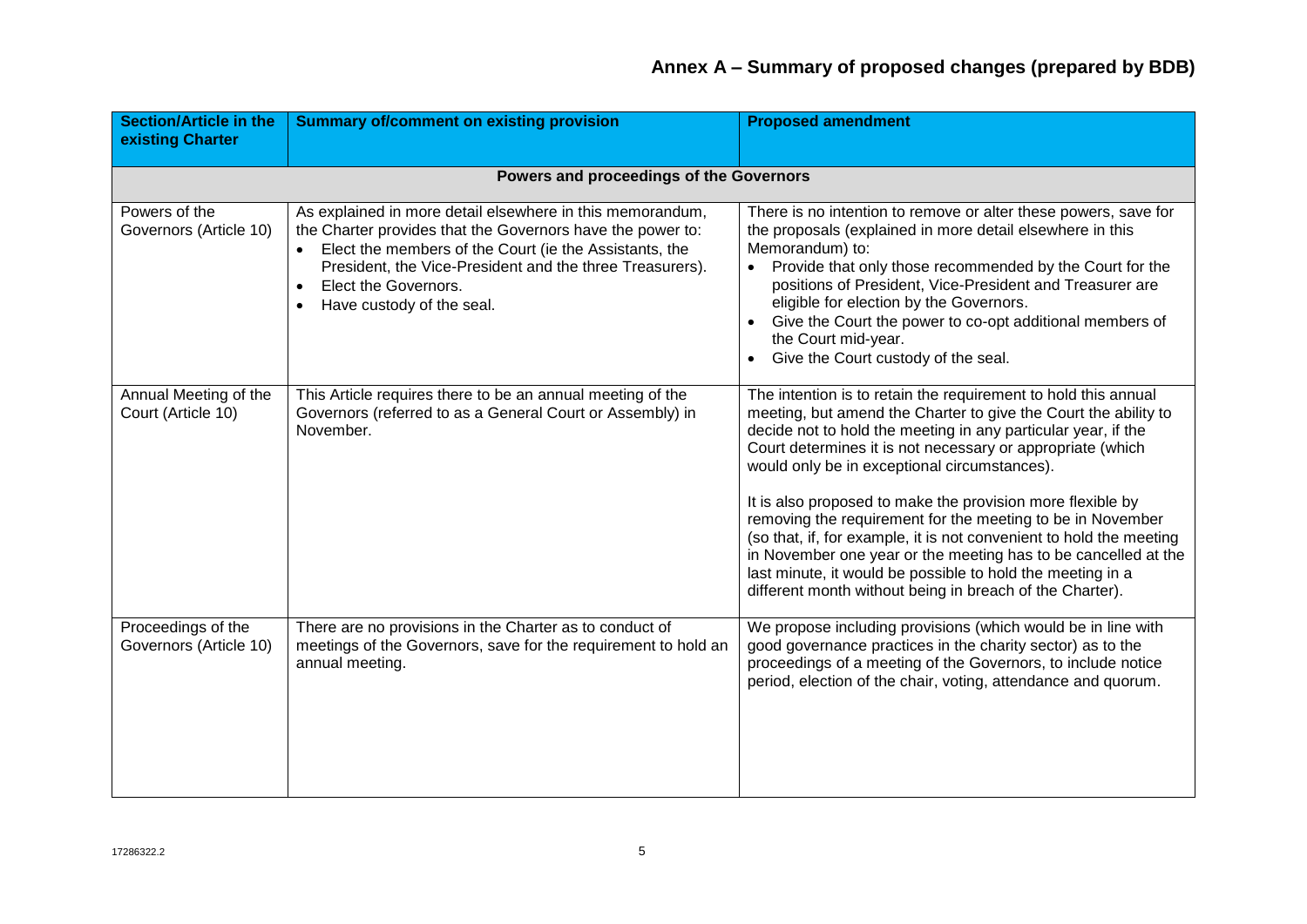## Annex A – Summary of proposed changes (prepared by BDB)

| Section/Article in the existing Charter | Summary of/comment on existing provision | Proposed amendment |
|---|---|---|
| **Powers and proceedings of the Governors** | | |
| Powers of the Governors (Article 10) | As explained in more detail elsewhere in this memorandum, the Charter provides that the Governors have the power to:<br>• Elect the members of the Court (ie the Assistants, the President, the Vice-President and the three Treasurers).<br>• Elect the Governors.<br>• Have custody of the seal. | There is no intention to remove or alter these powers, save for the proposals (explained in more detail elsewhere in this Memorandum) to:<br>• Provide that only those recommended by the Court for the positions of President, Vice-President and Treasurer are eligible for election by the Governors.<br>• Give the Court the power to co-opt additional members of the Court mid-year.<br>• Give the Court custody of the seal. |
| Annual Meeting of the Court (Article 10) | This Article requires there to be an annual meeting of the Governors (referred to as a General Court or Assembly) in November. | The intention is to retain the requirement to hold this annual meeting, but amend the Charter to give the Court the ability to decide not to hold the meeting in any particular year, if the Court determines it is not necessary or appropriate (which would only be in exceptional circumstances).<br><br>It is also proposed to make the provision more flexible by removing the requirement for the meeting to be in November (so that, if, for example, it is not convenient to hold the meeting in November one year or the meeting has to be cancelled at the last minute, it would be possible to hold the meeting in a different month without being in breach of the Charter). |
| Proceedings of the Governors (Article 10) | There are no provisions in the Charter as to conduct of meetings of the Governors, save for the requirement to hold an annual meeting. | We propose including provisions (which would be in line with good governance practices in the charity sector) as to the proceedings of a meeting of the Governors, to include notice period, election of the chair, voting, attendance and quorum. |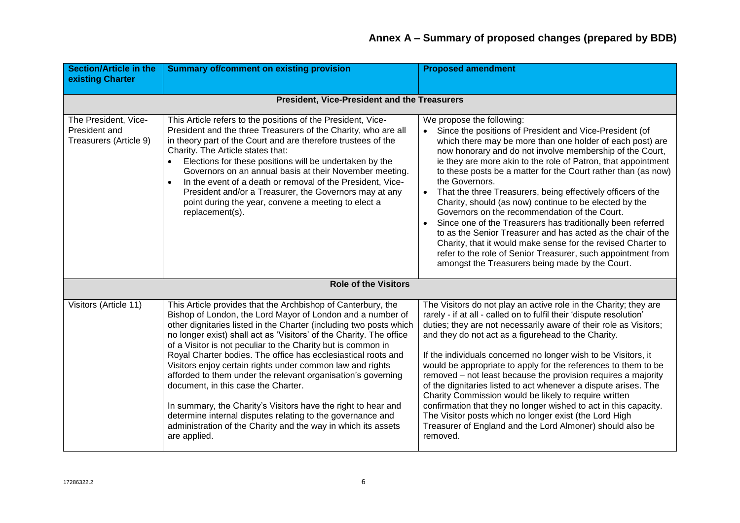# Annex A – Summary of proposed changes (prepared by BDB)

| Section/Article in the existing Charter | Summary of/comment on existing provision | Proposed amendment |
|---|---|---|
| **President, Vice-President and the Treasurers** | | |
| The President, Vice-President and Treasurers (Article 9) | This Article refers to the positions of the President, Vice-President and the three Treasurers of the Charity, who are all in theory part of the Court and are therefore trustees of the Charity. The Article states that:<br>• Elections for these positions will be undertaken by the Governors on an annual basis at their November meeting.<br>• In the event of a death or removal of the President, Vice-President and/or a Treasurer, the Governors may at any point during the year, convene a meeting to elect a replacement(s). | We propose the following:<br>• Since the positions of President and Vice-President (of which there may be more than one holder of each post) are now honorary and do not involve membership of the Court, ie they are more akin to the role of Patron, that appointment to these posts be a matter for the Court rather than (as now) the Governors.<br>• That the three Treasurers, being effectively officers of the Charity, should (as now) continue to be elected by the Governors on the recommendation of the Court.<br>• Since one of the Treasurers has traditionally been referred to as the Senior Treasurer and has acted as the chair of the Charity, that it would make sense for the revised Charter to refer to the role of Senior Treasurer, such appointment from amongst the Treasurers being made by the Court. |
| **Role of the Visitors** | | |
| Visitors (Article 11) | This Article provides that the Archbishop of Canterbury, the Bishop of London, the Lord Mayor of London and a number of other dignitaries listed in the Charter (including two posts which no longer exist) shall act as 'Visitors' of the Charity. The office of a Visitor is not peculiar to the Charity but is common in Royal Charter bodies. The office has ecclesiastical roots and Visitors enjoy certain rights under common law and rights afforded to them under the relevant organisation's governing document, in this case the Charter.<br><br>In summary, the Charity's Visitors have the right to hear and determine internal disputes relating to the governance and administration of the Charity and the way in which its assets are applied. | The Visitors do not play an active role in the Charity; they are rarely - if at all - called on to fulfil their 'dispute resolution' duties; they are not necessarily aware of their role as Visitors; and they do not act as a figurehead to the Charity.<br><br>If the individuals concerned no longer wish to be Visitors, it would be appropriate to apply for the references to them to be removed – not least because the provision requires a majority of the dignitaries listed to act whenever a dispute arises. The Charity Commission would be likely to require written confirmation that they no longer wished to act in this capacity. The Visitor posts which no longer exist (the Lord High Treasurer of England and the Lord Almoner) should also be removed. |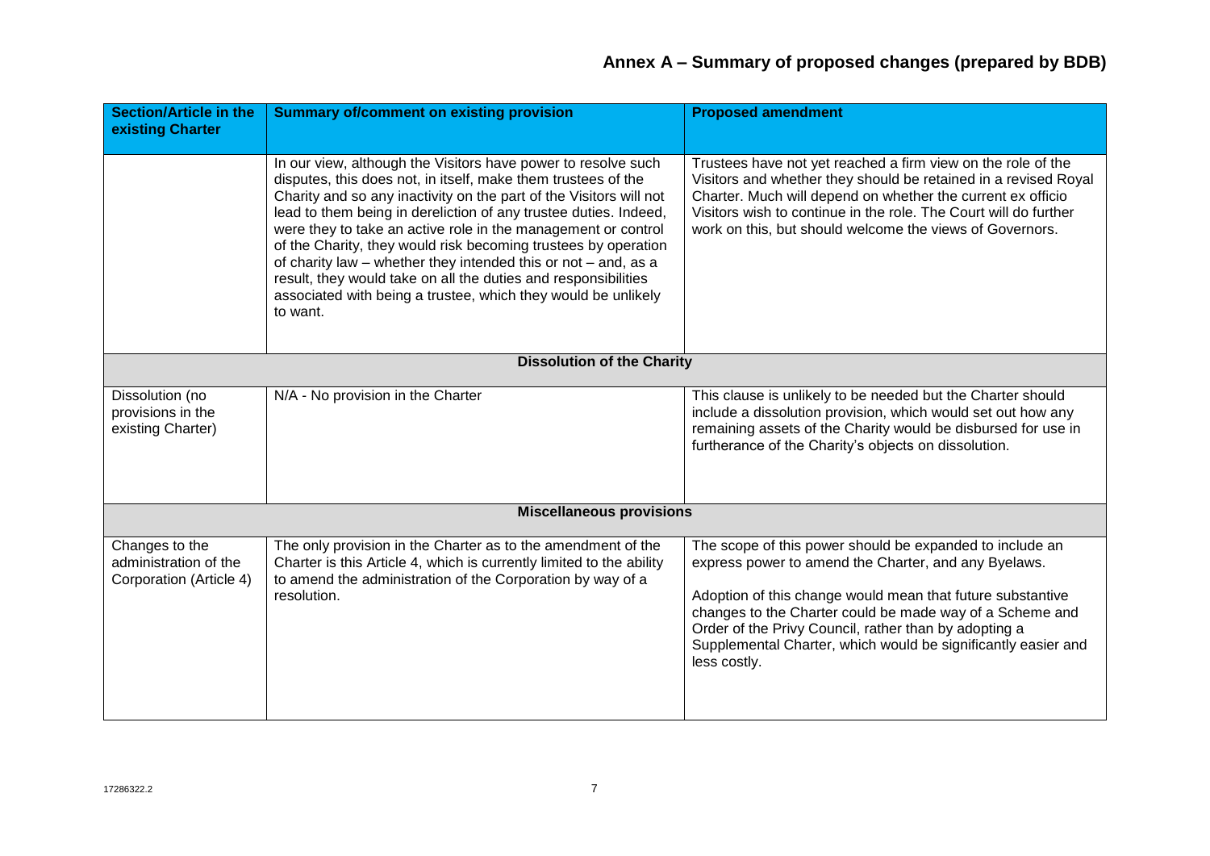## Annex A – Summary of proposed changes (prepared by BDB)

| Section/Article in the existing Charter | Summary of/comment on existing provision | Proposed amendment |
| --- | --- | --- |
| | In our view, although the Visitors have power to resolve such disputes, this does not, in itself, make them trustees of the Charity and so any inactivity on the part of the Visitors will not lead to them being in dereliction of any trustee duties. Indeed, were they to take an active role in the management or control of the Charity, they would risk becoming trustees by operation of charity law – whether they intended this or not – and, as a result, they would take on all the duties and responsibilities associated with being a trustee, which they would be unlikely to want. | Trustees have not yet reached a firm view on the role of the Visitors and whether they should be retained in a revised Royal Charter. Much will depend on whether the current ex officio Visitors wish to continue in the role. The Court will do further work on this, but should welcome the views of Governors. |
| **Dissolution of the Charity** | | |
| Dissolution (no provisions in the existing Charter) | N/A - No provision in the Charter | This clause is unlikely to be needed but the Charter should include a dissolution provision, which would set out how any remaining assets of the Charity would be disbursed for use in furtherance of the Charity's objects on dissolution. |
| **Miscellaneous provisions** | | |
| Changes to the administration of the Corporation (Article 4) | The only provision in the Charter as to the amendment of the Charter is this Article 4, which is currently limited to the ability to amend the administration of the Corporation by way of a resolution. | The scope of this power should be expanded to include an express power to amend the Charter, and any Byelaws.<br><br>Adoption of this change would mean that future substantive changes to the Charter could be made way of a Scheme and Order of the Privy Council, rather than by adopting a Supplemental Charter, which would be significantly easier and less costly. |

17286322.2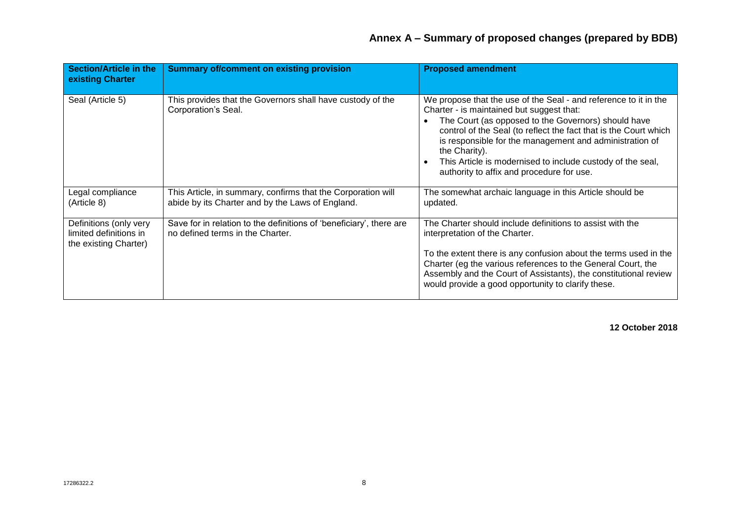## Annex A – Summary of proposed changes (prepared by BDB)

| Section/Article in the existing Charter | Summary of/comment on existing provision | Proposed amendment |
|---|---|---|
| Seal (Article 5) | This provides that the Governors shall have custody of the Corporation's Seal. | We propose that the use of the Seal - and reference to it in the Charter - is maintained but suggest that:<br>• The Court (as opposed to the Governors) should have control of the Seal (to reflect the fact that is the Court which is responsible for the management and administration of the Charity).<br>• This Article is modernised to include custody of the seal, authority to affix and procedure for use. |
| Legal compliance (Article 8) | This Article, in summary, confirms that the Corporation will abide by its Charter and by the Laws of England. | The somewhat archaic language in this Article should be updated. |
| Definitions (only very limited definitions in the existing Charter) | Save for in relation to the definitions of 'beneficiary', there are no defined terms in the Charter. | The Charter should include definitions to assist with the interpretation of the Charter.<br><br>To the extent there is any confusion about the terms used in the Charter (eg the various references to the General Court, the Assembly and the Court of Assistants), the constitutional review would provide a good opportunity to clarify these. |

**12 October 2018**

17286322.2